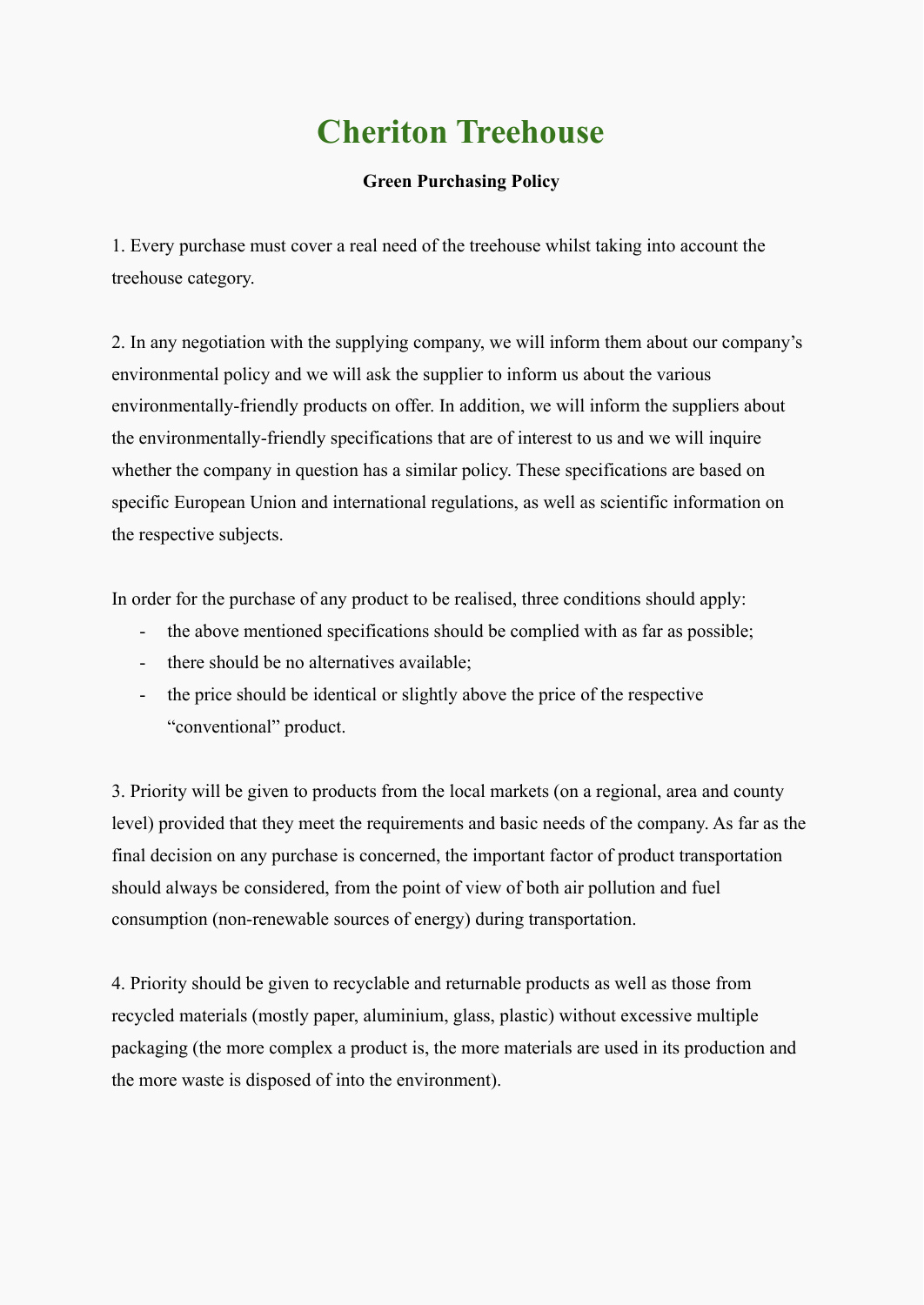# Cheriton Treehouse

**Green Purchasing Policy**

1. Every purchase must cover a real need of the treehouse whilst taking into account the treehouse category.

2. In any negotiation with the supplying company, we will inform them about our company's environmental policy and we will ask the supplier to inform us about the various environmentally-friendly products on offer. In addition, we will inform the suppliers about the environmentally-friendly specifications that are of interest to us and we will inquire whether the company in question has a similar policy. These specifications are based on specific European Union and international regulations, as well as scientific information on the respective subjects.

In order for the purchase of any product to be realised, three conditions should apply:

- the above mentioned specifications should be complied with as far as possible;
- there should be no alternatives available;
- the price should be identical or slightly above the price of the respective "conventional" product.

3. Priority will be given to products from the local markets (on a regional, area and county level) provided that they meet the requirements and basic needs of the company. As far as the final decision on any purchase is concerned, the important factor of product transportation should always be considered, from the point of view of both air pollution and fuel consumption (non-renewable sources of energy) during transportation.

4. Priority should be given to recyclable and returnable products as well as those from recycled materials (mostly paper, aluminium, glass, plastic) without excessive multiple packaging (the more complex a product is, the more materials are used in its production and the more waste is disposed of into the environment).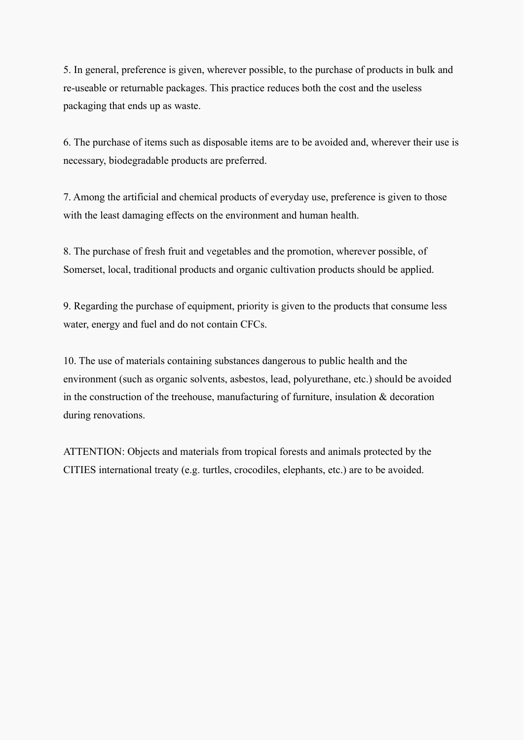5. In general, preference is given, wherever possible, to the purchase of products in bulk and re-useable or returnable packages. This practice reduces both the cost and the useless packaging that ends up as waste.

6. The purchase of items such as disposable items are to be avoided and, wherever their use is necessary, biodegradable products are preferred.

7. Among the artificial and chemical products of everyday use, preference is given to those with the least damaging effects on the environment and human health.

8. The purchase of fresh fruit and vegetables and the promotion, wherever possible, of Somerset, local, traditional products and organic cultivation products should be applied.

9. Regarding the purchase of equipment, priority is given to the products that consume less water, energy and fuel and do not contain CFCs.

10. The use of materials containing substances dangerous to public health and the environment (such as organic solvents, asbestos, lead, polyurethane, etc.) should be avoided in the construction of the treehouse, manufacturing of furniture, insulation & decoration during renovations.

ATTENTION: Objects and materials from tropical forests and animals protected by the CITIES international treaty (e.g. turtles, crocodiles, elephants, etc.) are to be avoided.